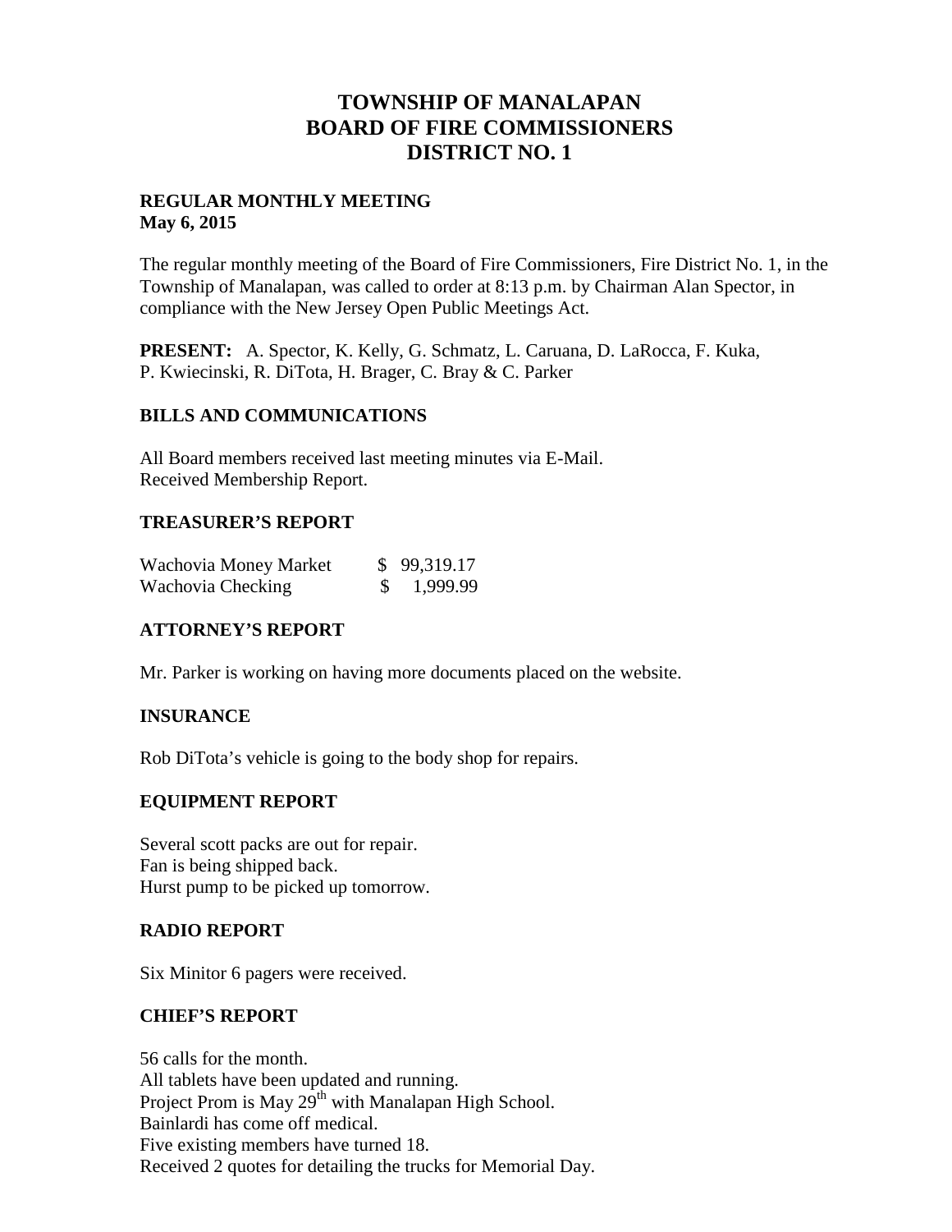# TOWNSHIP OF MANALAPAN
# BOARD OF FIRE COMMISSIONERS
# DISTRICT NO. 1

**REGULAR MONTHLY MEETING**
**May 6, 2015**

The regular monthly meeting of the Board of Fire Commissioners, Fire District No. 1, in the Township of Manalapan, was called to order at 8:13 p.m. by Chairman Alan Spector, in compliance with the New Jersey Open Public Meetings Act.

**PRESENT:** A. Spector, K. Kelly, G. Schmatz, L. Caruana, D. LaRocca, F. Kuka, P. Kwiecinski, R. DiTota, H. Brager, C. Bray & C. Parker

## BILLS AND COMMUNICATIONS

All Board members received last meeting minutes via E-Mail.
Received Membership Report.

## TREASURER'S REPORT

| | |
|---|---|
| Wachovia Money Market | $ 99,319.17 |
| Wachovia Checking | $ 1,999.99 |

## ATTORNEY'S REPORT

Mr. Parker is working on having more documents placed on the website.

## INSURANCE

Rob DiTota's vehicle is going to the body shop for repairs.

## EQUIPMENT REPORT

Several scott packs are out for repair.
Fan is being shipped back.
Hurst pump to be picked up tomorrow.

## RADIO REPORT

Six Minitor 6 pagers were received.

## CHIEF'S REPORT

56 calls for the month.
All tablets have been updated and running.
Project Prom is May 29th with Manalapan High School.
Bainlardi has come off medical.
Five existing members have turned 18.
Received 2 quotes for detailing the trucks for Memorial Day.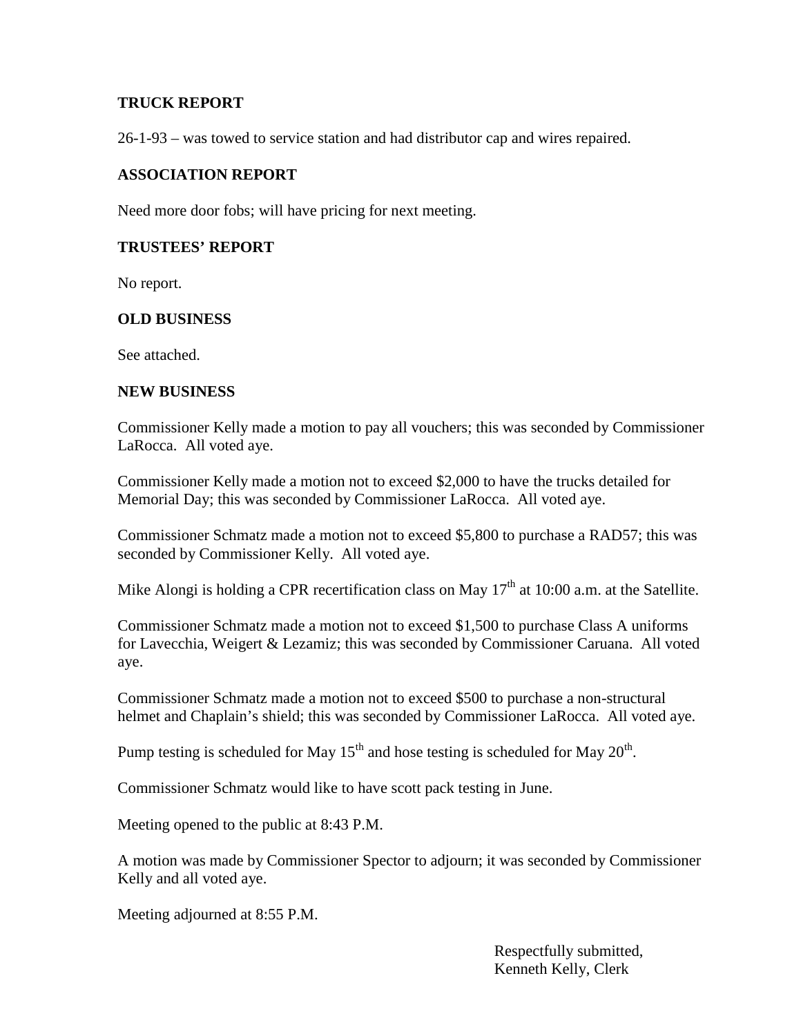## TRUCK REPORT

26-1-93 – was towed to service station and had distributor cap and wires repaired.

## ASSOCIATION REPORT

Need more door fobs; will have pricing for next meeting.

## TRUSTEES' REPORT

No report.

## OLD BUSINESS

See attached.

## NEW BUSINESS

Commissioner Kelly made a motion to pay all vouchers; this was seconded by Commissioner LaRocca. All voted aye.

Commissioner Kelly made a motion not to exceed $2,000 to have the trucks detailed for Memorial Day; this was seconded by Commissioner LaRocca. All voted aye.

Commissioner Schmatz made a motion not to exceed $5,800 to purchase a RAD57; this was seconded by Commissioner Kelly. All voted aye.

Mike Alongi is holding a CPR recertification class on May 17th at 10:00 a.m. at the Satellite.

Commissioner Schmatz made a motion not to exceed $1,500 to purchase Class A uniforms for Lavecchia, Weigert & Lezamiz; this was seconded by Commissioner Caruana. All voted aye.

Commissioner Schmatz made a motion not to exceed $500 to purchase a non-structural helmet and Chaplain's shield; this was seconded by Commissioner LaRocca. All voted aye.

Pump testing is scheduled for May 15th and hose testing is scheduled for May 20th.

Commissioner Schmatz would like to have scott pack testing in June.

Meeting opened to the public at 8:43 P.M.

A motion was made by Commissioner Spector to adjourn; it was seconded by Commissioner Kelly and all voted aye.

Meeting adjourned at 8:55 P.M.

Respectfully submitted,
Kenneth Kelly, Clerk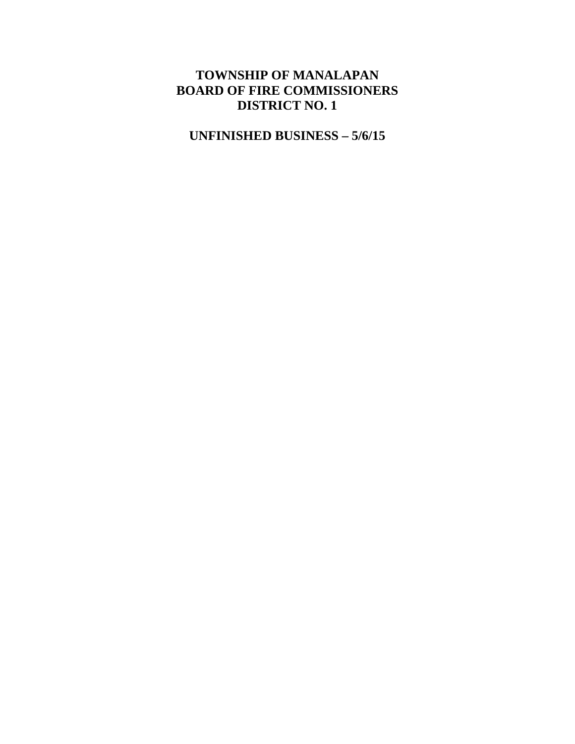# TOWNSHIP OF MANALAPAN
# BOARD OF FIRE COMMISSIONERS
# DISTRICT NO. 1

## UNFINISHED BUSINESS – 5/6/15